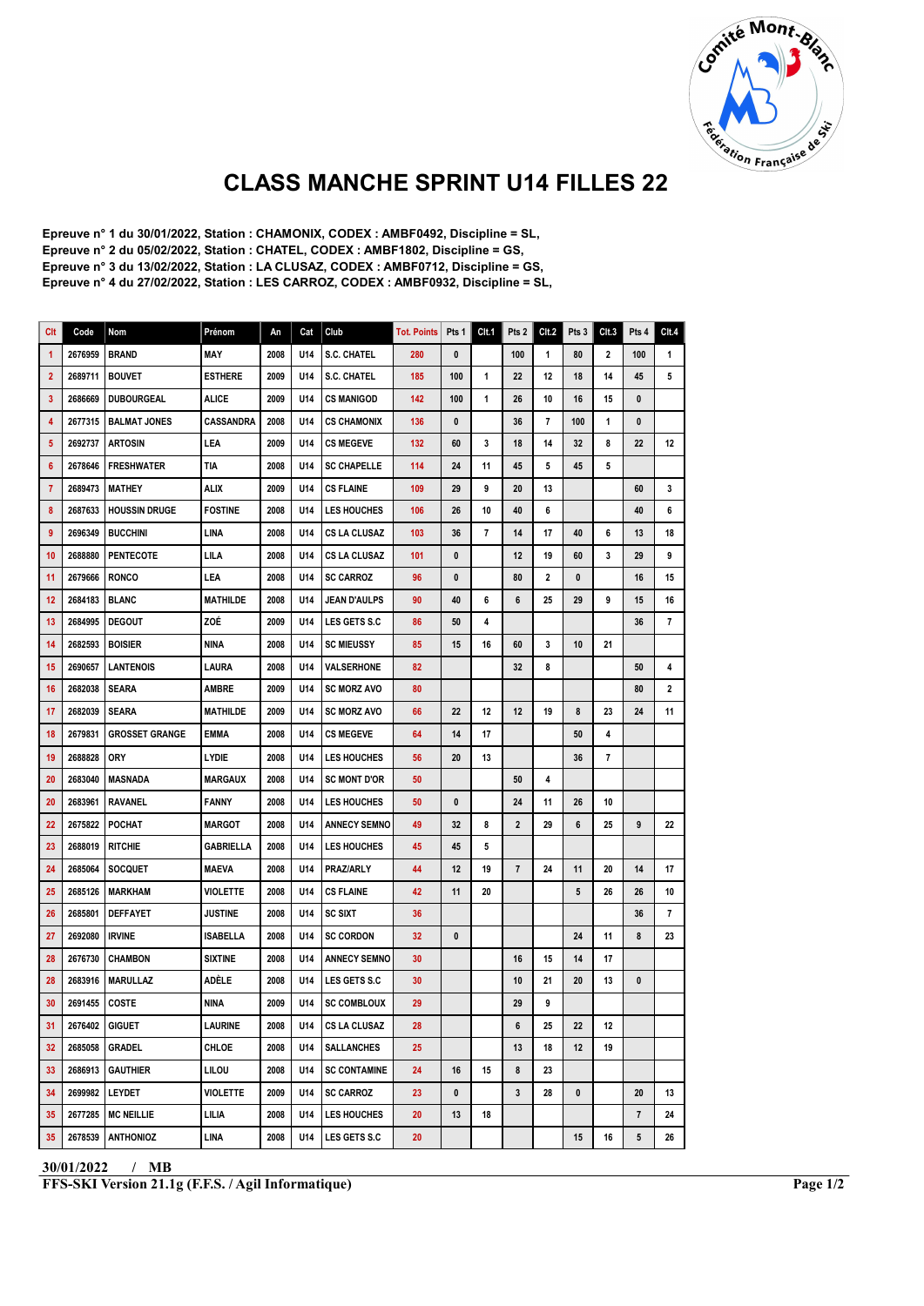# CLASS MANCHE SPRINT U14 FILLES 22

**Epreuve n° 1 du 30/01/2022, Station : CHAMONIX, CODEX : AMBF0492, Discipline = SL,**
**Epreuve n° 2 du 05/02/2022, Station : CHATEL, CODEX : AMBF1802, Discipline = GS,**
**Epreuve n° 3 du 13/02/2022, Station : LA CLUSAZ, CODEX : AMBF0712, Discipline = GS,**
**Epreuve n° 4 du 27/02/2022, Station : LES CARROZ, CODEX : AMBF0932, Discipline = SL,**

| Clt | Code | Nom | Prénom | An | Cat | Club | Tot. Points | Pts 1 | Clt.1 | Pts 2 | Clt.2 | Pts 3 | Clt.3 | Pts 4 | Clt.4 |
|---|---|---|---|---|---|---|---|---|---|---|---|---|---|---|---|
| 1 | 2676959 | BRAND | MAY | 2008 | U14 | S.C. CHATEL | 280 | 0 | | 100 | 1 | 80 | 2 | 100 | 1 |
| 2 | 2689711 | BOUVET | ESTHERE | 2009 | U14 | S.C. CHATEL | 185 | 100 | 1 | 22 | 12 | 18 | 14 | 45 | 5 |
| 3 | 2686669 | DUBOURGEAL | ALICE | 2009 | U14 | CS MANIGOD | 142 | 100 | 1 | 26 | 10 | 16 | 15 | 0 | |
| 4 | 2677315 | BALMAT JONES | CASSANDRA | 2008 | U14 | CS CHAMONIX | 136 | 0 | | 36 | 7 | 100 | 1 | 0 | |
| 5 | 2692737 | ARTOSIN | LEA | 2009 | U14 | CS MEGEVE | 132 | 60 | 3 | 18 | 14 | 32 | 8 | 22 | 12 |
| 6 | 2678646 | FRESHWATER | TIA | 2008 | U14 | SC CHAPELLE | 114 | 24 | 11 | 45 | 5 | 45 | 5 | | |
| 7 | 2689473 | MATHEY | ALIX | 2009 | U14 | CS FLAINE | 109 | 29 | 9 | 20 | 13 | | | 60 | 3 |
| 8 | 2687633 | HOUSSIN DRUGE | FOSTINE | 2008 | U14 | LES HOUCHES | 106 | 26 | 10 | 40 | 6 | | | 40 | 6 |
| 9 | 2696349 | BUCCHINI | LINA | 2008 | U14 | CS LA CLUSAZ | 103 | 36 | 7 | 14 | 17 | 40 | 6 | 13 | 18 |
| 10 | 2688880 | PENTECOTE | LILA | 2008 | U14 | CS LA CLUSAZ | 101 | 0 | | 12 | 19 | 60 | 3 | 29 | 9 |
| 11 | 2679666 | RONCO | LEA | 2008 | U14 | SC CARROZ | 96 | 0 | | 80 | 2 | 0 | | 16 | 15 |
| 12 | 2684183 | BLANC | MATHILDE | 2008 | U14 | JEAN D'AULPS | 90 | 40 | 6 | 6 | 25 | 29 | 9 | 15 | 16 |
| 13 | 2684995 | DEGOUT | ZOÉ | 2009 | U14 | LES GETS S.C | 86 | 50 | 4 | | | | | 36 | 7 |
| 14 | 2682593 | BOISIER | NINA | 2008 | U14 | SC MIEUSSY | 85 | 15 | 16 | 60 | 3 | 10 | 21 | | |
| 15 | 2690657 | LANTENOIS | LAURA | 2008 | U14 | VALSERHONE | 82 | | | 32 | 8 | | | 50 | 4 |
| 16 | 2682038 | SEARA | AMBRE | 2009 | U14 | SC MORZ AVO | 80 | | | | | | | 80 | 2 |
| 17 | 2682039 | SEARA | MATHILDE | 2009 | U14 | SC MORZ AVO | 66 | 22 | 12 | 12 | 19 | 8 | 23 | 24 | 11 |
| 18 | 2679831 | GROSSET GRANGE | EMMA | 2008 | U14 | CS MEGEVE | 64 | 14 | 17 | | | 50 | 4 | | |
| 19 | 2688828 | ORY | LYDIE | 2008 | U14 | LES HOUCHES | 56 | 20 | 13 | | | 36 | 7 | | |
| 20 | 2683040 | MASNADA | MARGAUX | 2008 | U14 | SC MONT D'OR | 50 | | | 50 | 4 | | | | |
| 20 | 2683961 | RAVANEL | FANNY | 2008 | U14 | LES HOUCHES | 50 | 0 | | 24 | 11 | 26 | 10 | | |
| 22 | 2675822 | POCHAT | MARGOT | 2008 | U14 | ANNECY SEMNO | 49 | 32 | 8 | 2 | 29 | 6 | 25 | 9 | 22 |
| 23 | 2688019 | RITCHIE | GABRIELLA | 2008 | U14 | LES HOUCHES | 45 | 45 | 5 | | | | | | |
| 24 | 2685064 | SOCQUET | MAEVA | 2008 | U14 | PRAZ/ARLY | 44 | 12 | 19 | 7 | 24 | 11 | 20 | 14 | 17 |
| 25 | 2685126 | MARKHAM | VIOLETTE | 2008 | U14 | CS FLAINE | 42 | 11 | 20 | | | 5 | 26 | 26 | 10 |
| 26 | 2685801 | DEFFAYET | JUSTINE | 2008 | U14 | SC SIXT | 36 | | | | | | | 36 | 7 |
| 27 | 2692080 | IRVINE | ISABELLA | 2008 | U14 | SC CORDON | 32 | 0 | | | | 24 | 11 | 8 | 23 |
| 28 | 2676730 | CHAMBON | SIXTINE | 2008 | U14 | ANNECY SEMNO | 30 | | | 16 | 15 | 14 | 17 | | |
| 28 | 2683916 | MARULLAZ | ADÈLE | 2008 | U14 | LES GETS S.C | 30 | | | 10 | 21 | 20 | 13 | 0 | |
| 30 | 2691455 | COSTE | NINA | 2009 | U14 | SC COMBLOUX | 29 | | | 29 | 9 | | | | |
| 31 | 2676402 | GIGUET | LAURINE | 2008 | U14 | CS LA CLUSAZ | 28 | | | 6 | 25 | 22 | 12 | | |
| 32 | 2685058 | GRADEL | CHLOE | 2008 | U14 | SALLANCHES | 25 | | | 13 | 18 | 12 | 19 | | |
| 33 | 2686913 | GAUTHIER | LILOU | 2008 | U14 | SC CONTAMINE | 24 | 16 | 15 | 8 | 23 | | | | |
| 34 | 2699982 | LEYDET | VIOLETTE | 2009 | U14 | SC CARROZ | 23 | 0 | | 3 | 28 | 0 | | 20 | 13 |
| 35 | 2677285 | MC NEILLIE | LILIA | 2008 | U14 | LES HOUCHES | 20 | 13 | 18 | | | | | 7 | 24 |
| 35 | 2678539 | ANTHONIOZ | LINA | 2008 | U14 | LES GETS S.C | 20 | | | | | 15 | 16 | 5 | 26 |

30/01/2022 / MB

FFS-SKI Version 21.1g (F.F.S. / Agil Informatique)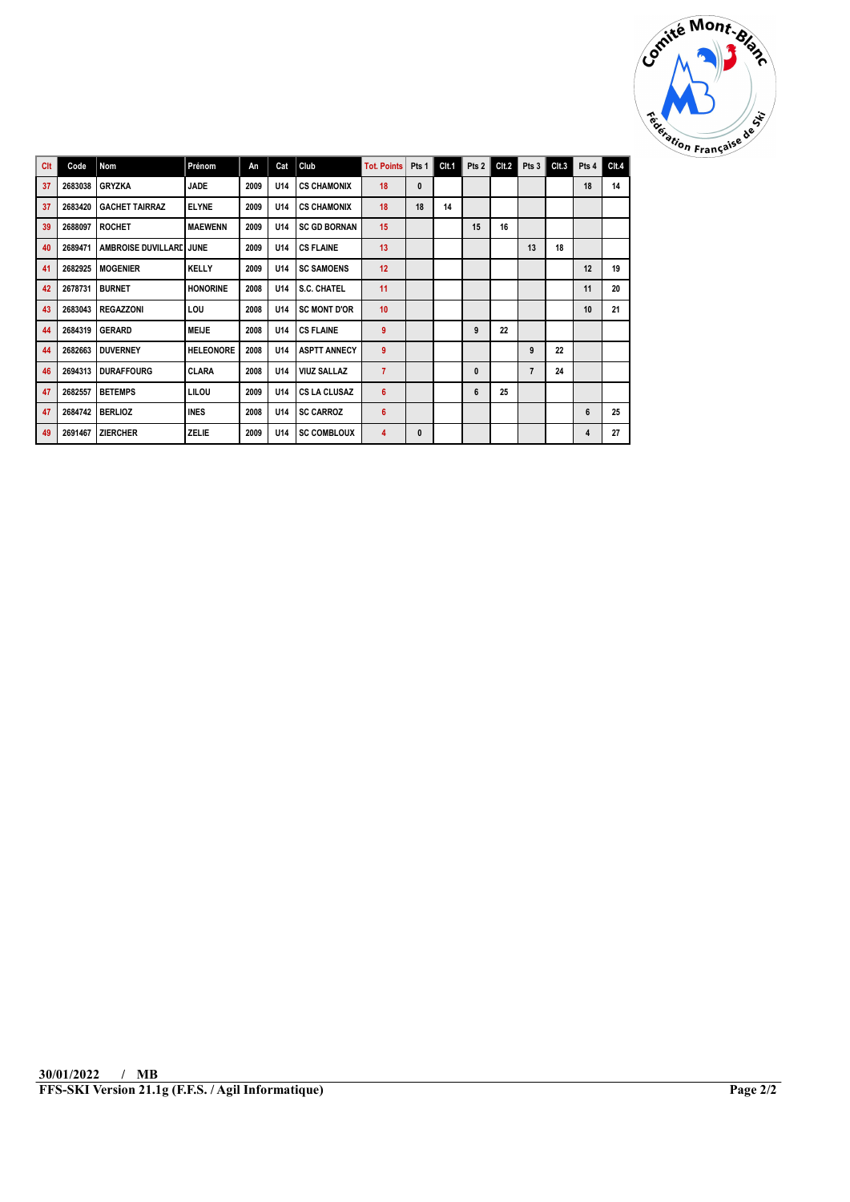| Clt | Code | Nom | Prénom | An | Cat | Club | Tot. Points | Pts 1 | Clt.1 | Pts 2 | Clt.2 | Pts 3 | Clt.3 | Pts 4 | Clt.4 |
|---|---|---|---|---|---|---|---|---|---|---|---|---|---|---|---|
| 37 | 2683038 | GRYZKA | JADE | 2009 | U14 | CS CHAMONIX | 18 | 0 | | | | | | 18 | 14 |
| 37 | 2683420 | GACHET TAIRRAZ | ELYNE | 2009 | U14 | CS CHAMONIX | 18 | 18 | 14 | | | | | | |
| 39 | 2688097 | ROCHET | MAEWENN | 2009 | U14 | SC GD BORNAN | 15 | | | 15 | 16 | | | | |
| 40 | 2689471 | AMBROISE DUVILLARD | JUNE | 2009 | U14 | CS FLAINE | 13 | | | | | 13 | 18 | | |
| 41 | 2682925 | MOGENIER | KELLY | 2009 | U14 | SC SAMOENS | 12 | | | | | | | 12 | 19 |
| 42 | 2678731 | BURNET | HONORINE | 2008 | U14 | S.C. CHATEL | 11 | | | | | | | 11 | 20 |
| 43 | 2683043 | REGAZZONI | LOU | 2008 | U14 | SC MONT D'OR | 10 | | | | | | | 10 | 21 |
| 44 | 2684319 | GERARD | MEIJE | 2008 | U14 | CS FLAINE | 9 | | | 9 | 22 | | | | |
| 44 | 2682663 | DUVERNEY | HELEONORE | 2008 | U14 | ASPTT ANNECY | 9 | | | | | 9 | 22 | | |
| 46 | 2694313 | DURAFFOURG | CLARA | 2008 | U14 | VIUZ SALLAZ | 7 | | | 0 | | 7 | 24 | | |
| 47 | 2682557 | BETEMPS | LILOU | 2009 | U14 | CS LA CLUSAZ | 6 | | | 6 | 25 | | | | |
| 47 | 2684742 | BERLIOZ | INES | 2008 | U14 | SC CARROZ | 6 | | | | | | | 6 | 25 |
| 49 | 2691467 | ZIERCHER | ZELIE | 2009 | U14 | SC COMBLOUX | 4 | 0 | | | | | | 4 | 27 |

**30/01/2022 / MB**

**FFS-SKI Version 21.1g (F.F.S. / Agil Informatique)**